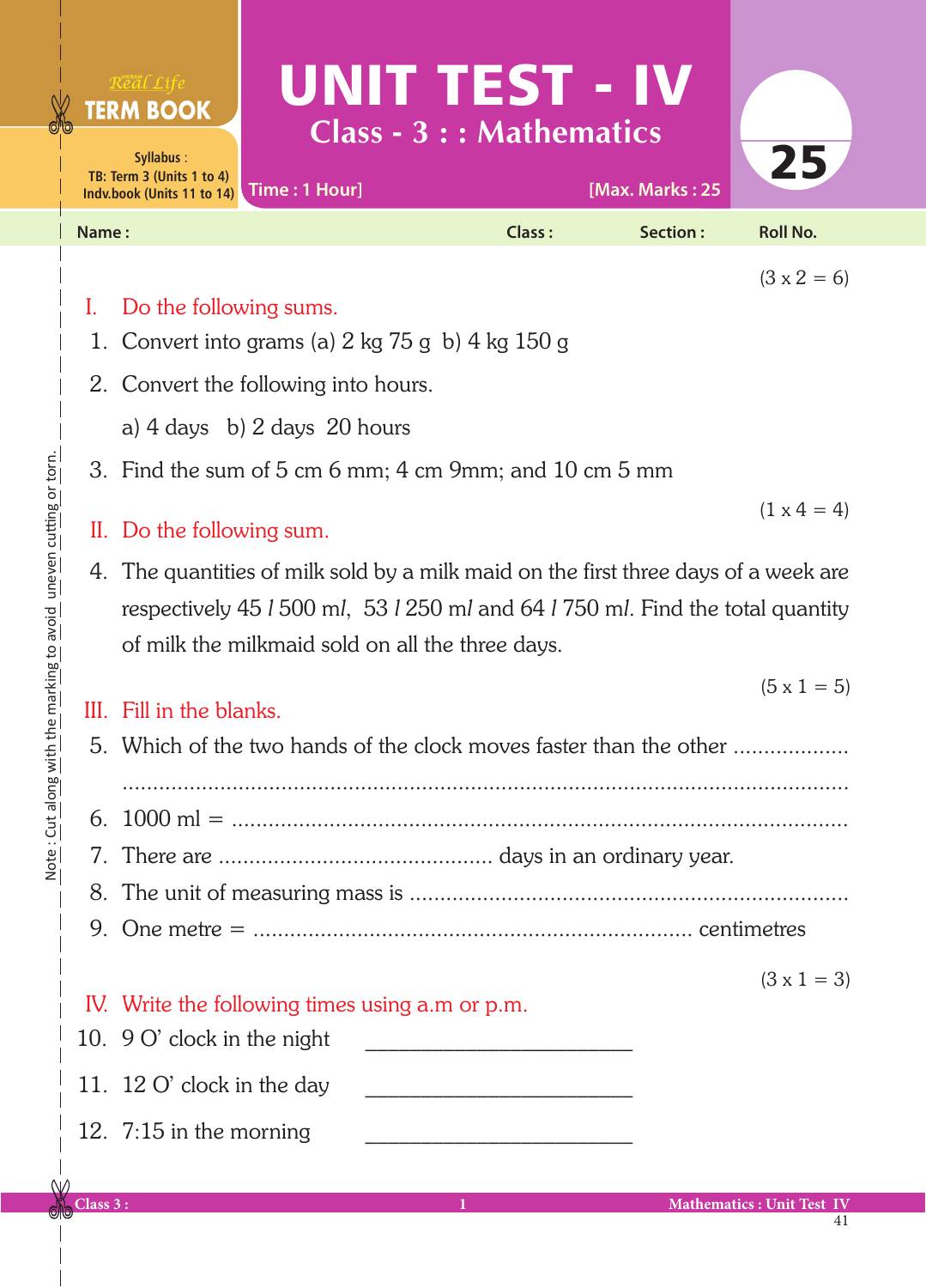Real Life **TERM BOOK**

Syllabus :
TB: Term 3 (Units 1 to 4)
Indv.book (Units 11 to 14)

# UNIT TEST - IV

## Class - 3 : : Mathematics

Time : 1 Hour] [Max. Marks : 25

**25**

Name : Class : Section : Roll No.

(3 x 2 = 6)

I. Do the following sums.

1. Convert into grams (a) 2 kg 75 g b) 4 kg 150 g
2. Convert the following into hours.

   a) 4 days b) 2 days 20 hours
3. Find the sum of 5 cm 6 mm; 4 cm 9mm; and 10 cm 5 mm

(1 x 4 = 4)

II. Do the following sum.

4. The quantities of milk sold by a milk maid on the first three days of a week are respectively 45 *l* 500 m*l*, 53 *l* 250 m*l* and 64 *l* 750 m*l*. Find the total quantity of milk the milkmaid sold on all the three days.

(5 x 1 = 5)

III. Fill in the blanks.

5. Which of the two hands of the clock moves faster than the other ..................

   ..........................................................................................................
6. 1000 ml = ..........................................................................................
7. There are ............................................ days in an ordinary year.
8. The unit of measuring mass is ......................................................................
9. One metre = ..................................................................... centimetres

(3 x 1 = 3)

IV. Write the following times using a.m or p.m.

10. 9 O' clock in the night \_\_\_\_\_\_\_\_\_\_\_\_\_\_\_\_\_\_\_\_\_\_\_\_
11. 12 O' clock in the day \_\_\_\_\_\_\_\_\_\_\_\_\_\_\_\_\_\_\_\_\_\_\_\_
12. 7:15 in the morning \_\_\_\_\_\_\_\_\_\_\_\_\_\_\_\_\_\_\_\_\_\_\_\_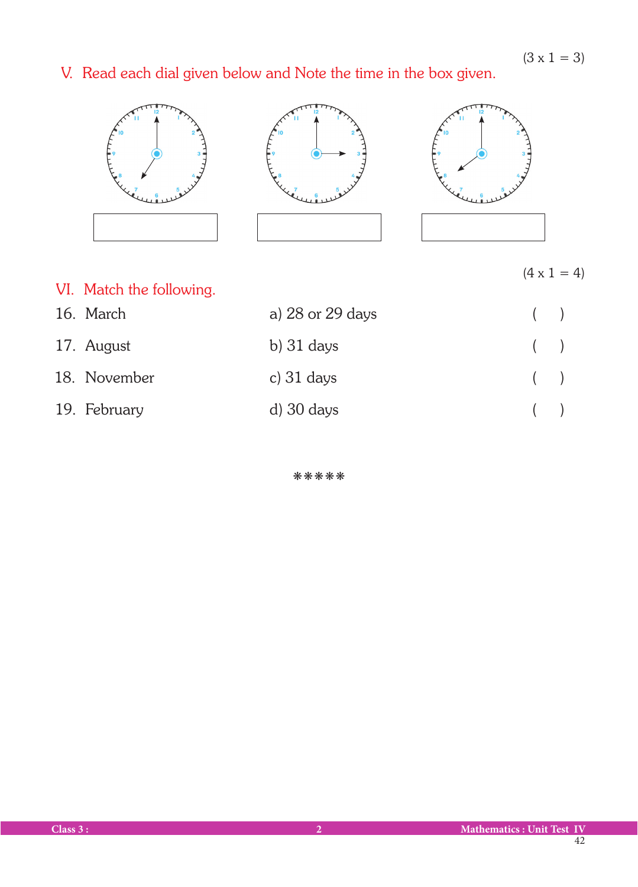(3 x 1 = 3)

## V. Read each dial given below and Note the time in the box given.

| | | |
|---|---|---|
| | | |

(4 x 1 = 4)

## VI. Match the following.

| | | |
|---|---|---|
| 16. March | a) 28 or 29 days | (  ) |
| 17. August | b) 31 days | (  ) |
| 18. November | c) 31 days | (  ) |
| 19. February | d) 30 days | (  ) |

*****